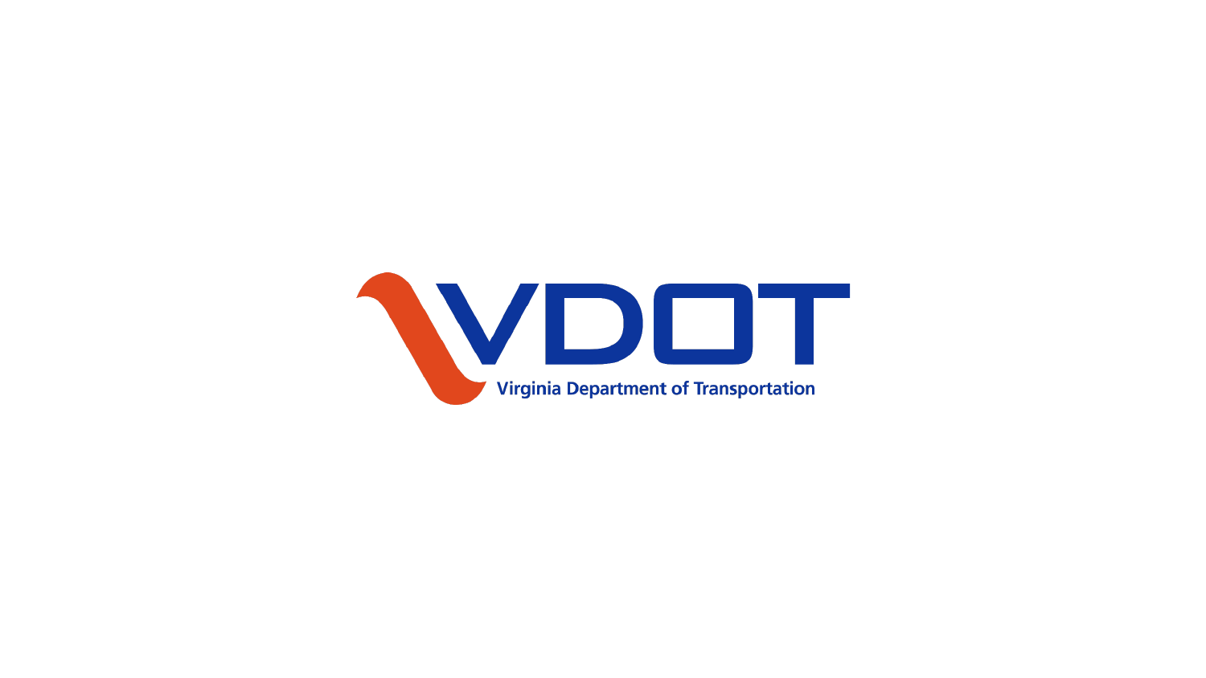# VDOT

Virginia Department of Transportation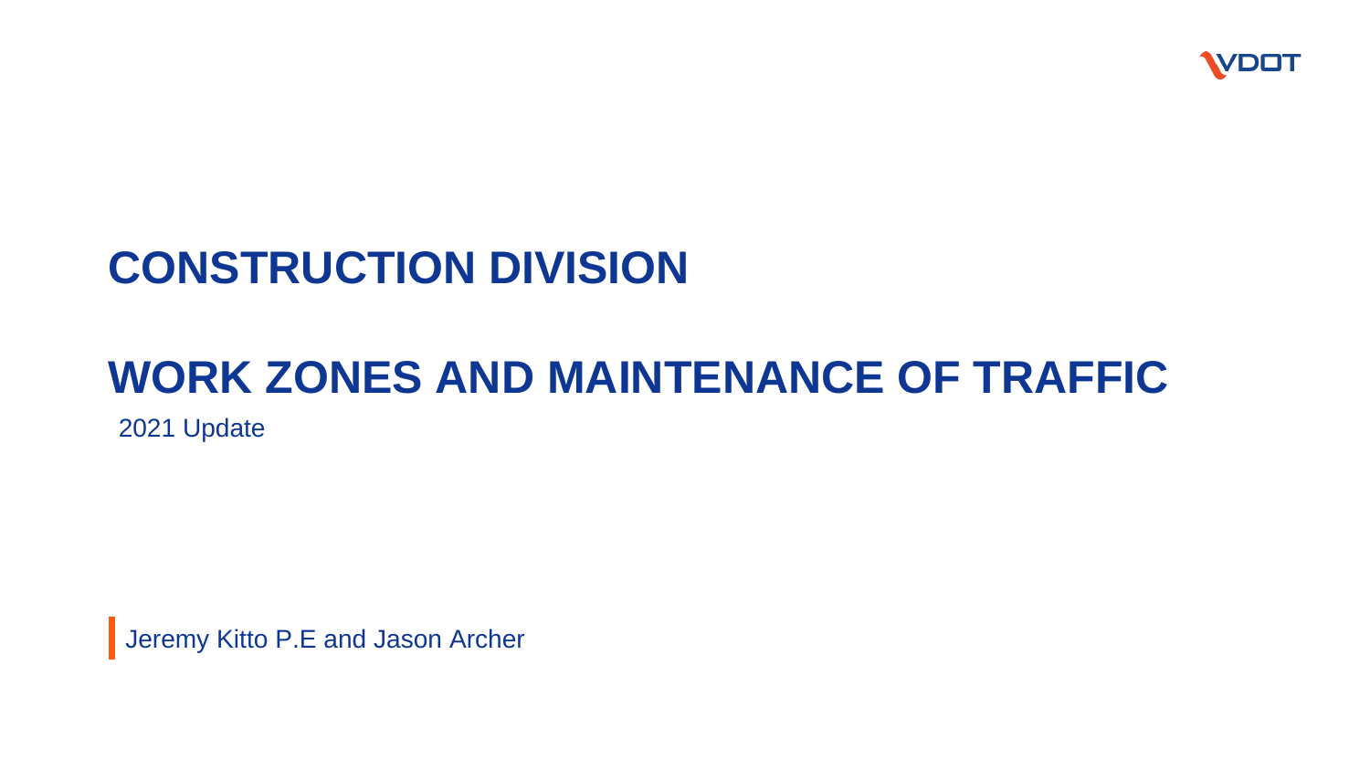# CONSTRUCTION DIVISION

# WORK ZONES AND MAINTENANCE OF TRAFFIC

2021 Update

Jeremy Kitto P.E and Jason Archer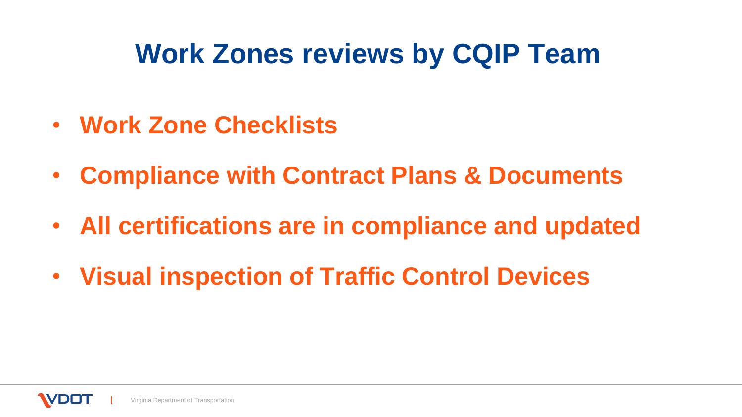# Work Zones reviews by CQIP Team

- **Work Zone Checklists**
- **Compliance with Contract Plans & Documents**
- **All certifications are in compliance and updated**
- **Visual inspection of Traffic Control Devices**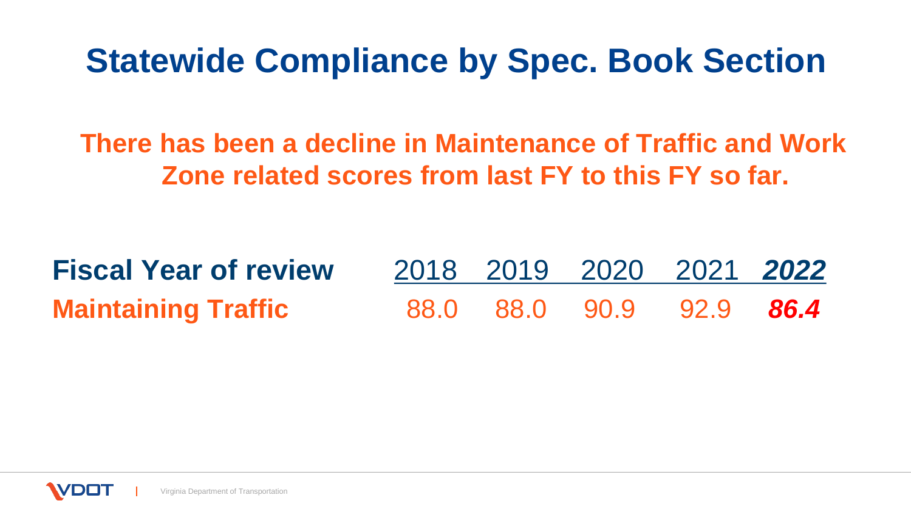# Statewide Compliance by Spec. Book Section

**There has been a decline in Maintenance of Traffic and Work Zone related scores from last FY to this FY so far.**

| **Fiscal Year of review** | 2018 | 2019 | 2020 | 2021 | ***2022*** |
|---|---|---|---|---|---|
| **Maintaining Traffic** | 88.0 | 88.0 | 90.9 | 92.9 | ***86.4*** |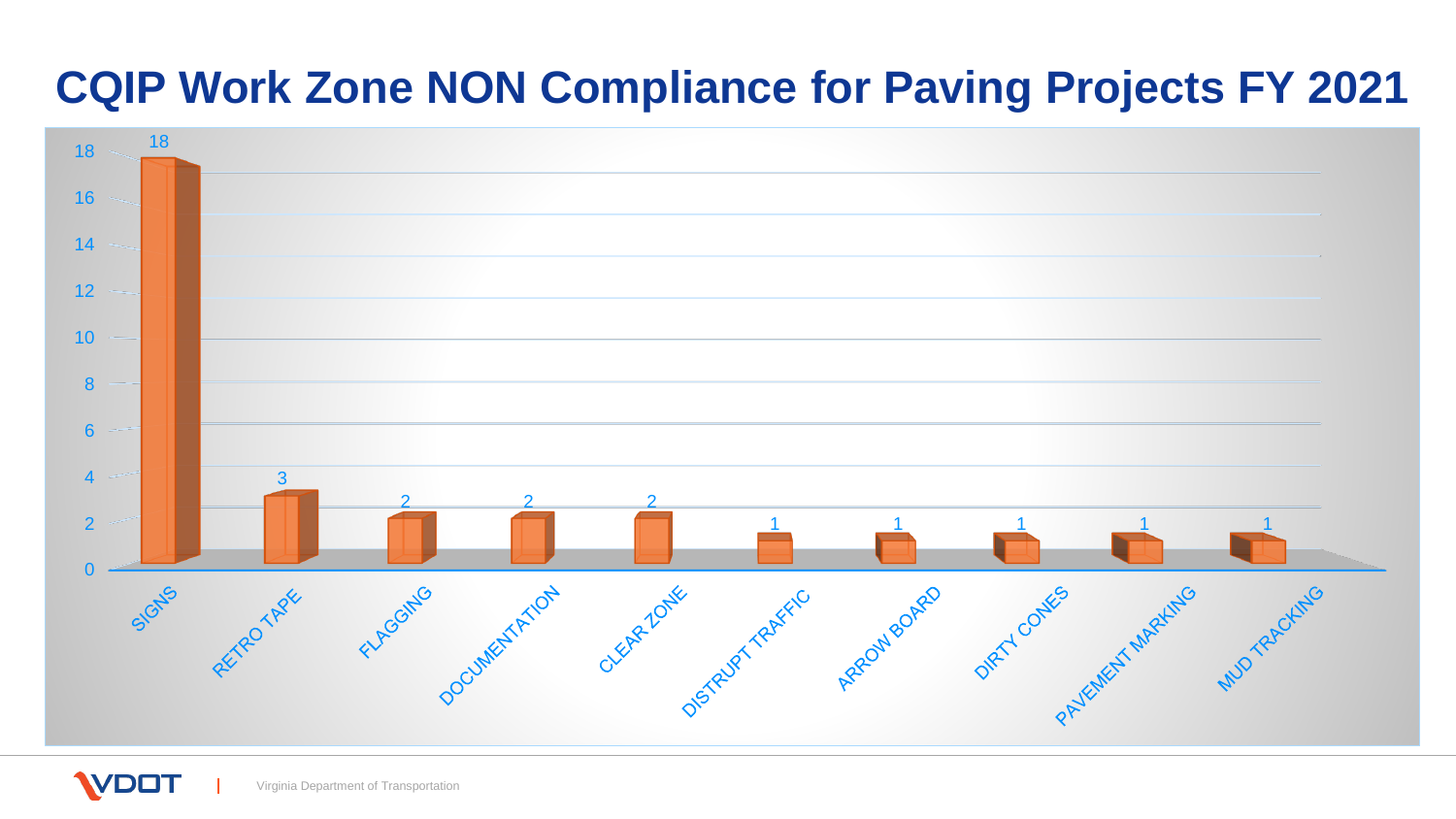# CQIP Work Zone NON Compliance for Paving Projects FY 2021

| Category | Count |
| --- | --- |
| SIGNS | 18 |
| RETRO TAPE | 3 |
| FLAGGING | 2 |
| DOCUMENTATION | 2 |
| CLEAR ZONE | 2 |
| DISTRUPT TRAFFIC | 1 |
| ARROW BOARD | 1 |
| DIRTY CONES | 1 |
| PAVEMENT MARKING | 1 |
| MUD TRACKING | 1 |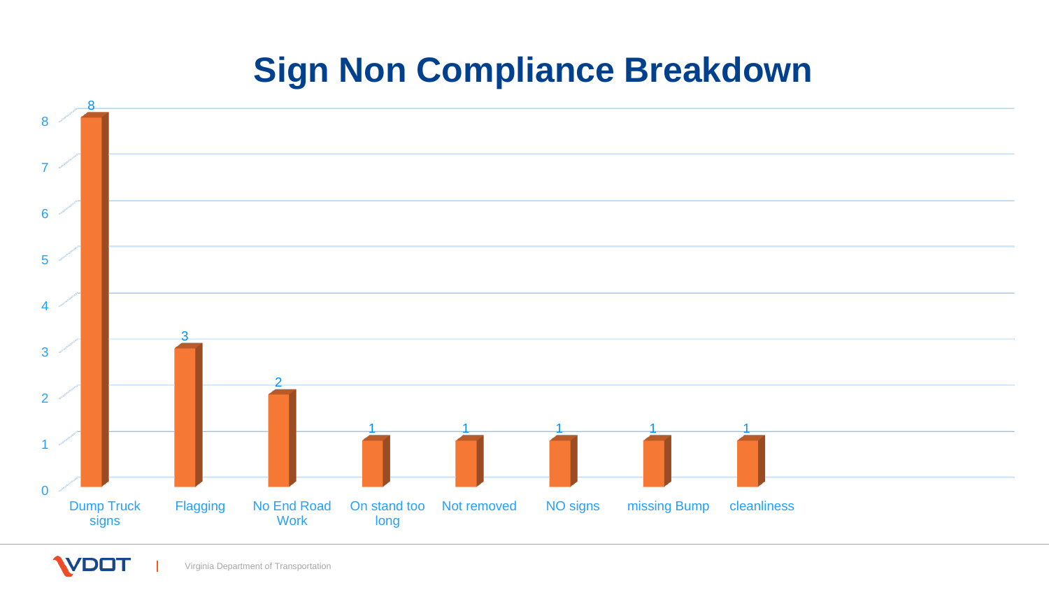# Sign Non Compliance Breakdown

| Category | Count |
|---|---|
| Dump Truck signs | 8 |
| Flagging | 3 |
| No End Road Work | 2 |
| On stand too long | 1 |
| Not removed | 1 |
| NO signs | 1 |
| missing Bump | 1 |
| cleanliness | 1 |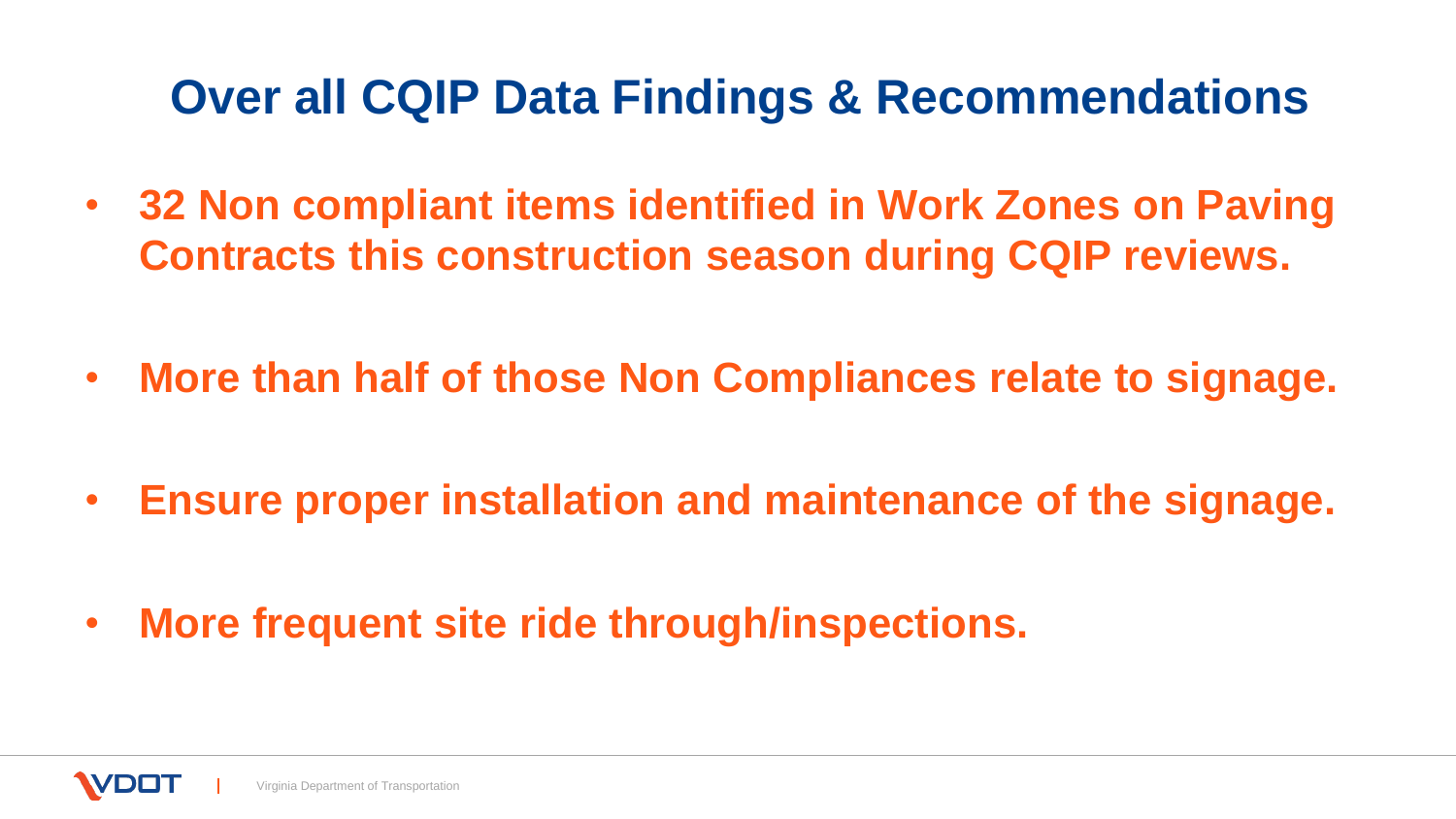# Over all CQIP Data Findings & Recommendations

- **32 Non compliant items identified in Work Zones on Paving Contracts this construction season during CQIP reviews.**
- **More than half of those Non Compliances relate to signage.**
- **Ensure proper installation and maintenance of the signage.**
- **More frequent site ride through/inspections.**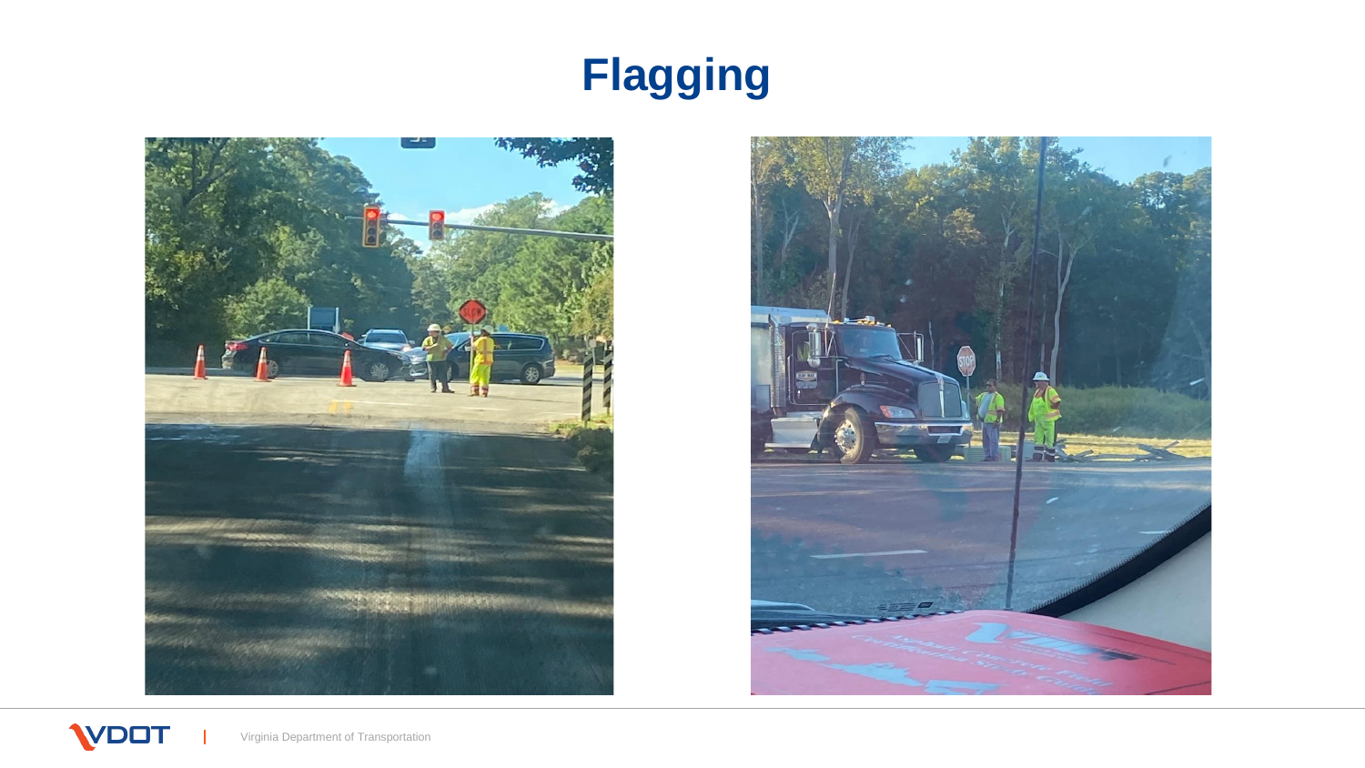# Flagging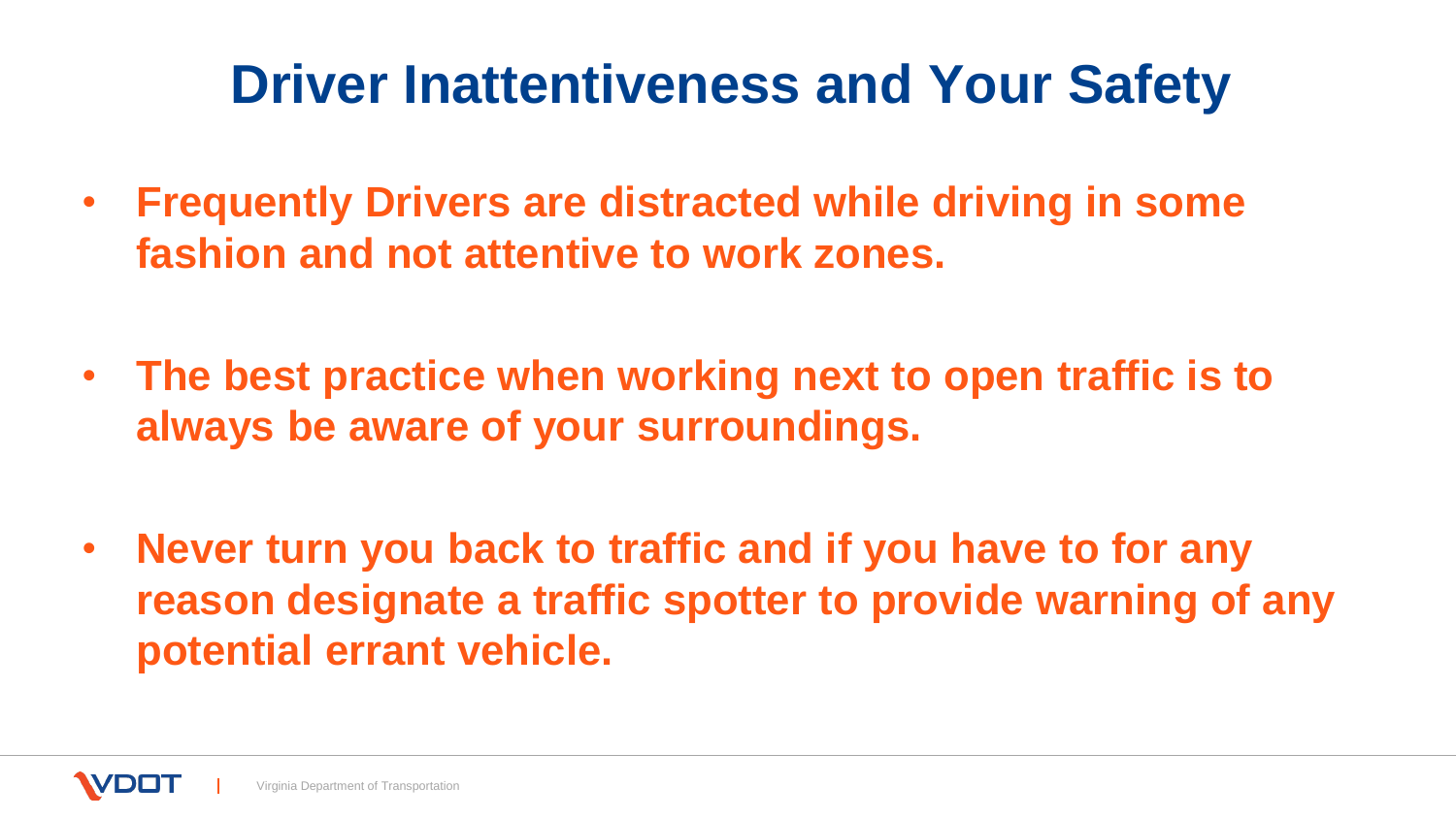# Driver Inattentiveness and Your Safety

- **Frequently Drivers are distracted while driving in some fashion and not attentive to work zones.**

- **The best practice when working next to open traffic is to always be aware of your surroundings.**

- **Never turn you back to traffic and if you have to for any reason designate a traffic spotter to provide warning of any potential errant vehicle.**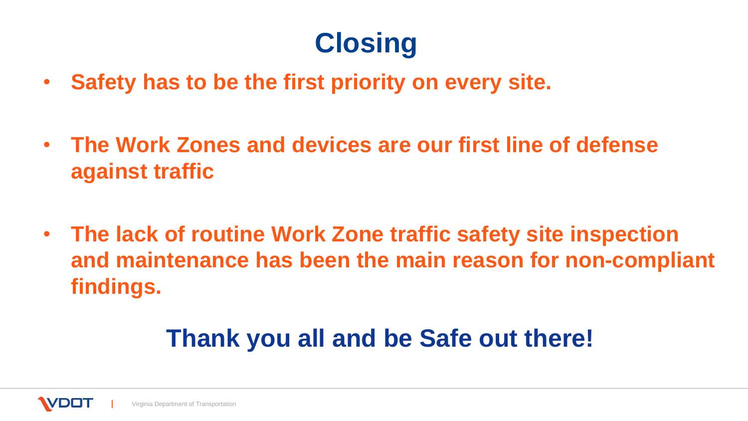# Closing

- **Safety has to be the first priority on every site.**
- **The Work Zones and devices are our first line of defense against traffic**
- **The lack of routine Work Zone traffic safety site inspection and maintenance has been the main reason for non-compliant findings.**

## Thank you all and be Safe out there!